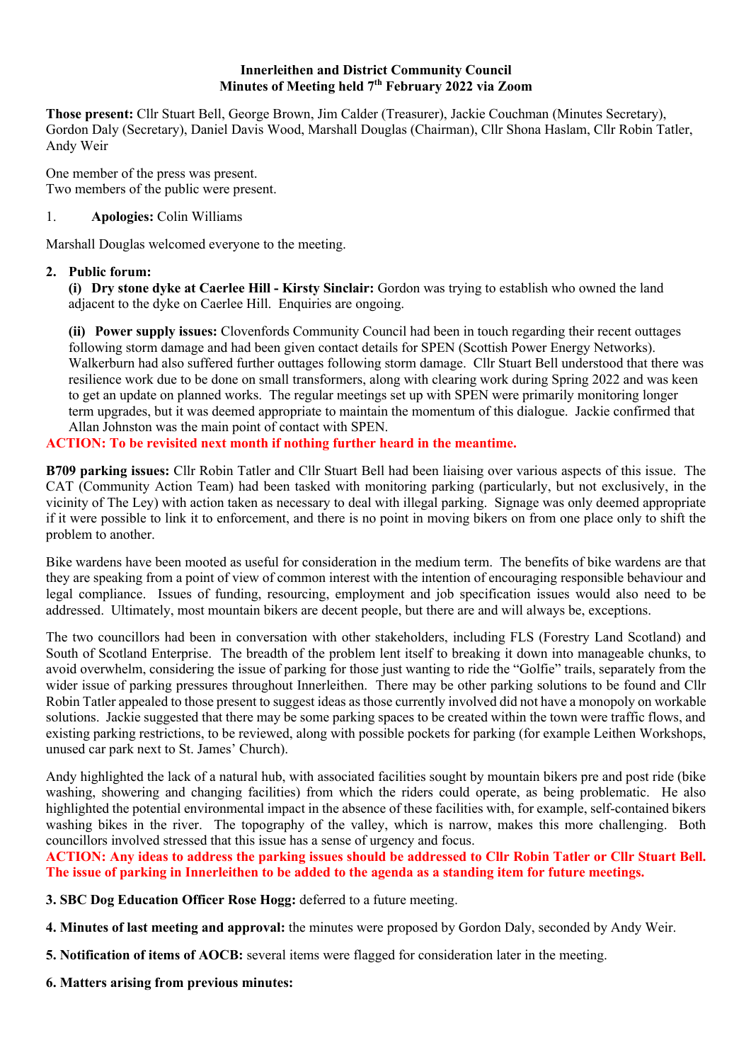**Innerleithen and District Community Council**
**Minutes of Meeting held 7th February 2022 via Zoom**

**Those present:** Cllr Stuart Bell, George Brown, Jim Calder (Treasurer), Jackie Couchman (Minutes Secretary), Gordon Daly (Secretary), Daniel Davis Wood, Marshall Douglas (Chairman), Cllr Shona Haslam, Cllr Robin Tatler, Andy Weir

One member of the press was present.
Two members of the public were present.

1. **Apologies:** Colin Williams

Marshall Douglas welcomed everyone to the meeting.

**2. Public forum:**

**(i) Dry stone dyke at Caerlee Hill - Kirsty Sinclair:** Gordon was trying to establish who owned the land adjacent to the dyke on Caerlee Hill. Enquiries are ongoing.

**(ii) Power supply issues:** Clovenfords Community Council had been in touch regarding their recent outtages following storm damage and had been given contact details for SPEN (Scottish Power Energy Networks). Walkerburn had also suffered further outtages following storm damage. Cllr Stuart Bell understood that there was resilience work due to be done on small transformers, along with clearing work during Spring 2022 and was keen to get an update on planned works. The regular meetings set up with SPEN were primarily monitoring longer term upgrades, but it was deemed appropriate to maintain the momentum of this dialogue. Jackie confirmed that Allan Johnston was the main point of contact with SPEN.

**ACTION: To be revisited next month if nothing further heard in the meantime.**

**B709 parking issues:** Cllr Robin Tatler and Cllr Stuart Bell had been liaising over various aspects of this issue. The CAT (Community Action Team) had been tasked with monitoring parking (particularly, but not exclusively, in the vicinity of The Ley) with action taken as necessary to deal with illegal parking. Signage was only deemed appropriate if it were possible to link it to enforcement, and there is no point in moving bikers on from one place only to shift the problem to another.

Bike wardens have been mooted as useful for consideration in the medium term. The benefits of bike wardens are that they are speaking from a point of view of common interest with the intention of encouraging responsible behaviour and legal compliance. Issues of funding, resourcing, employment and job specification issues would also need to be addressed. Ultimately, most mountain bikers are decent people, but there are and will always be, exceptions.

The two councillors had been in conversation with other stakeholders, including FLS (Forestry Land Scotland) and South of Scotland Enterprise. The breadth of the problem lent itself to breaking it down into manageable chunks, to avoid overwhelm, considering the issue of parking for those just wanting to ride the "Golfie" trails, separately from the wider issue of parking pressures throughout Innerleithen. There may be other parking solutions to be found and Cllr Robin Tatler appealed to those present to suggest ideas as those currently involved did not have a monopoly on workable solutions. Jackie suggested that there may be some parking spaces to be created within the town were traffic flows, and existing parking restrictions, to be reviewed, along with possible pockets for parking (for example Leithen Workshops, unused car park next to St. James' Church).

Andy highlighted the lack of a natural hub, with associated facilities sought by mountain bikers pre and post ride (bike washing, showering and changing facilities) from which the riders could operate, as being problematic. He also highlighted the potential environmental impact in the absence of these facilities with, for example, self-contained bikers washing bikes in the river. The topography of the valley, which is narrow, makes this more challenging. Both councillors involved stressed that this issue has a sense of urgency and focus.

**ACTION: Any ideas to address the parking issues should be addressed to Cllr Robin Tatler or Cllr Stuart Bell. The issue of parking in Innerleithen to be added to the agenda as a standing item for future meetings.**

**3. SBC Dog Education Officer Rose Hogg:** deferred to a future meeting.

**4. Minutes of last meeting and approval:** the minutes were proposed by Gordon Daly, seconded by Andy Weir.

**5. Notification of items of AOCB:** several items were flagged for consideration later in the meeting.

**6. Matters arising from previous minutes:**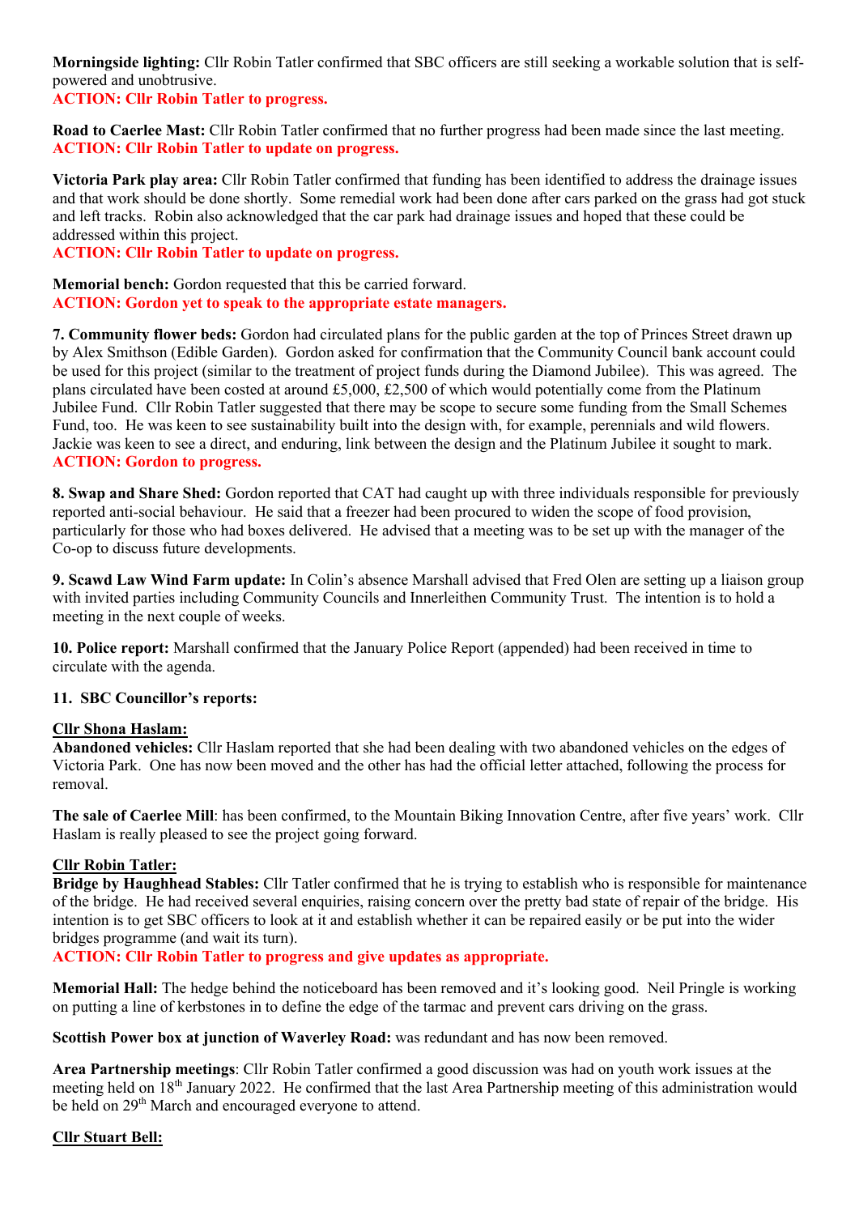**Morningside lighting:** Cllr Robin Tatler confirmed that SBC officers are still seeking a workable solution that is self-powered and unobtrusive.
**ACTION: Cllr Robin Tatler to progress.**

**Road to Caerlee Mast:** Cllr Robin Tatler confirmed that no further progress had been made since the last meeting.
**ACTION: Cllr Robin Tatler to update on progress.**

**Victoria Park play area:** Cllr Robin Tatler confirmed that funding has been identified to address the drainage issues and that work should be done shortly. Some remedial work had been done after cars parked on the grass had got stuck and left tracks. Robin also acknowledged that the car park had drainage issues and hoped that these could be addressed within this project.
**ACTION: Cllr Robin Tatler to update on progress.**

**Memorial bench:** Gordon requested that this be carried forward.
**ACTION: Gordon yet to speak to the appropriate estate managers.**

**7. Community flower beds:** Gordon had circulated plans for the public garden at the top of Princes Street drawn up by Alex Smithson (Edible Garden). Gordon asked for confirmation that the Community Council bank account could be used for this project (similar to the treatment of project funds during the Diamond Jubilee). This was agreed. The plans circulated have been costed at around £5,000, £2,500 of which would potentially come from the Platinum Jubilee Fund. Cllr Robin Tatler suggested that there may be scope to secure some funding from the Small Schemes Fund, too. He was keen to see sustainability built into the design with, for example, perennials and wild flowers. Jackie was keen to see a direct, and enduring, link between the design and the Platinum Jubilee it sought to mark.
**ACTION: Gordon to progress.**

**8. Swap and Share Shed:** Gordon reported that CAT had caught up with three individuals responsible for previously reported anti-social behaviour. He said that a freezer had been procured to widen the scope of food provision, particularly for those who had boxes delivered. He advised that a meeting was to be set up with the manager of the Co-op to discuss future developments.

**9. Scawd Law Wind Farm update:** In Colin's absence Marshall advised that Fred Olen are setting up a liaison group with invited parties including Community Councils and Innerleithen Community Trust. The intention is to hold a meeting in the next couple of weeks.

**10. Police report:** Marshall confirmed that the January Police Report (appended) had been received in time to circulate with the agenda.

**11. SBC Councillor's reports:**

**Cllr Shona Haslam:**

**Abandoned vehicles:** Cllr Haslam reported that she had been dealing with two abandoned vehicles on the edges of Victoria Park. One has now been moved and the other has had the official letter attached, following the process for removal.

**The sale of Caerlee Mill**: has been confirmed, to the Mountain Biking Innovation Centre, after five years' work. Cllr Haslam is really pleased to see the project going forward.

**Cllr Robin Tatler:**

**Bridge by Haughhead Stables:** Cllr Tatler confirmed that he is trying to establish who is responsible for maintenance of the bridge. He had received several enquiries, raising concern over the pretty bad state of repair of the bridge. His intention is to get SBC officers to look at it and establish whether it can be repaired easily or be put into the wider bridges programme (and wait its turn).
**ACTION: Cllr Robin Tatler to progress and give updates as appropriate.**

**Memorial Hall:** The hedge behind the noticeboard has been removed and it's looking good. Neil Pringle is working on putting a line of kerbstones in to define the edge of the tarmac and prevent cars driving on the grass.

**Scottish Power box at junction of Waverley Road:** was redundant and has now been removed.

**Area Partnership meetings**: Cllr Robin Tatler confirmed a good discussion was had on youth work issues at the meeting held on 18th January 2022. He confirmed that the last Area Partnership meeting of this administration would be held on 29th March and encouraged everyone to attend.

**Cllr Stuart Bell:**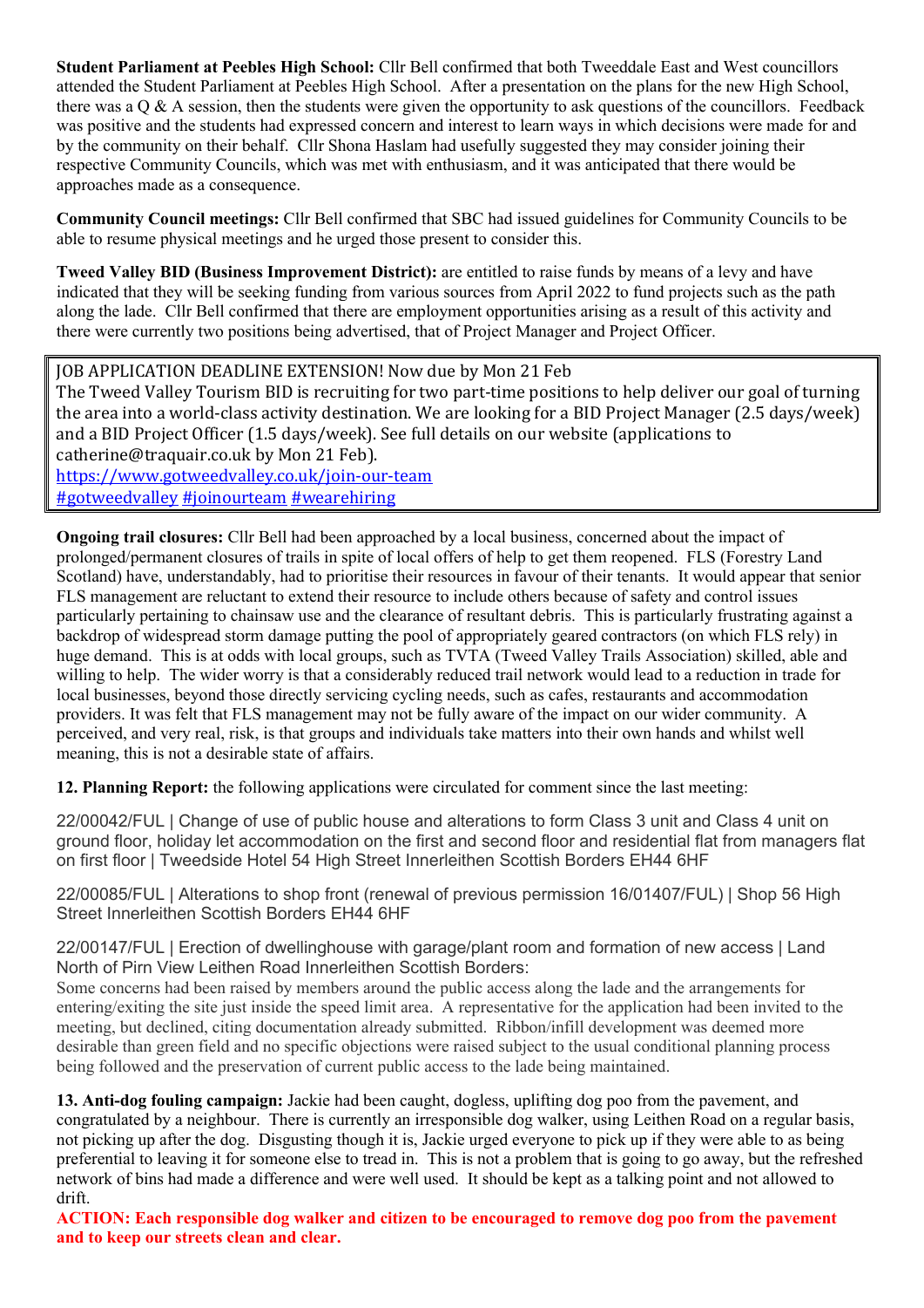**Student Parliament at Peebles High School:** Cllr Bell confirmed that both Tweeddale East and West councillors attended the Student Parliament at Peebles High School. After a presentation on the plans for the new High School, there was a Q & A session, then the students were given the opportunity to ask questions of the councillors. Feedback was positive and the students had expressed concern and interest to learn ways in which decisions were made for and by the community on their behalf. Cllr Shona Haslam had usefully suggested they may consider joining their respective Community Councils, which was met with enthusiasm, and it was anticipated that there would be approaches made as a consequence.

**Community Council meetings:** Cllr Bell confirmed that SBC had issued guidelines for Community Councils to be able to resume physical meetings and he urged those present to consider this.

**Tweed Valley BID (Business Improvement District):** are entitled to raise funds by means of a levy and have indicated that they will be seeking funding from various sources from April 2022 to fund projects such as the path along the lade. Cllr Bell confirmed that there are employment opportunities arising as a result of this activity and there were currently two positions being advertised, that of Project Manager and Project Officer.

> JOB APPLICATION DEADLINE EXTENSION! Now due by Mon 21 Feb
> The Tweed Valley Tourism BID is recruiting for two part-time positions to help deliver our goal of turning the area into a world-class activity destination. We are looking for a BID Project Manager (2.5 days/week) and a BID Project Officer (1.5 days/week). See full details on our website (applications to catherine@traquair.co.uk by Mon 21 Feb).
> https://www.gotweedvalley.co.uk/join-our-team
> #gotweedvalley #joinourteam #wearehiring

**Ongoing trail closures:** Cllr Bell had been approached by a local business, concerned about the impact of prolonged/permanent closures of trails in spite of local offers of help to get them reopened. FLS (Forestry Land Scotland) have, understandably, had to prioritise their resources in favour of their tenants. It would appear that senior FLS management are reluctant to extend their resource to include others because of safety and control issues particularly pertaining to chainsaw use and the clearance of resultant debris. This is particularly frustrating against a backdrop of widespread storm damage putting the pool of appropriately geared contractors (on which FLS rely) in huge demand. This is at odds with local groups, such as TVTA (Tweed Valley Trails Association) skilled, able and willing to help. The wider worry is that a considerably reduced trail network would lead to a reduction in trade for local businesses, beyond those directly servicing cycling needs, such as cafes, restaurants and accommodation providers. It was felt that FLS management may not be fully aware of the impact on our wider community. A perceived, and very real, risk, is that groups and individuals take matters into their own hands and whilst well meaning, this is not a desirable state of affairs.

**12. Planning Report:** the following applications were circulated for comment since the last meeting:

22/00042/FUL | Change of use of public house and alterations to form Class 3 unit and Class 4 unit on ground floor, holiday let accommodation on the first and second floor and residential flat from managers flat on first floor | Tweedside Hotel 54 High Street Innerleithen Scottish Borders EH44 6HF

22/00085/FUL | Alterations to shop front (renewal of previous permission 16/01407/FUL) | Shop 56 High Street Innerleithen Scottish Borders EH44 6HF

22/00147/FUL | Erection of dwellinghouse with garage/plant room and formation of new access | Land North of Pirn View Leithen Road Innerleithen Scottish Borders:
Some concerns had been raised by members around the public access along the lade and the arrangements for entering/exiting the site just inside the speed limit area. A representative for the application had been invited to the meeting, but declined, citing documentation already submitted. Ribbon/infill development was deemed more desirable than green field and no specific objections were raised subject to the usual conditional planning process being followed and the preservation of current public access to the lade being maintained.

**13. Anti-dog fouling campaign:** Jackie had been caught, dogless, uplifting dog poo from the pavement, and congratulated by a neighbour. There is currently an irresponsible dog walker, using Leithen Road on a regular basis, not picking up after the dog. Disgusting though it is, Jackie urged everyone to pick up if they were able to as being preferential to leaving it for someone else to tread in. This is not a problem that is going to go away, but the refreshed network of bins had made a difference and were well used. It should be kept as a talking point and not allowed to drift.

**ACTION: Each responsible dog walker and citizen to be encouraged to remove dog poo from the pavement and to keep our streets clean and clear.**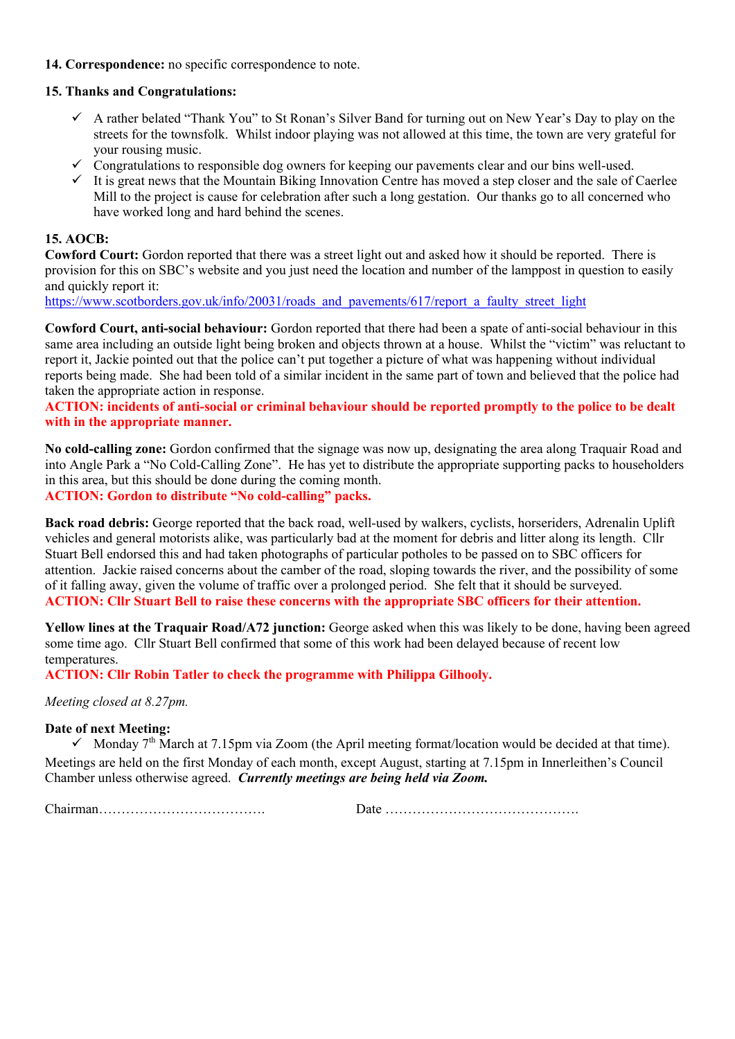**14. Correspondence:** no specific correspondence to note.

**15. Thanks and Congratulations:**

- ✓ A rather belated "Thank You" to St Ronan's Silver Band for turning out on New Year's Day to play on the streets for the townsfolk. Whilst indoor playing was not allowed at this time, the town are very grateful for your rousing music.
- ✓ Congratulations to responsible dog owners for keeping our pavements clear and our bins well-used.
- ✓ It is great news that the Mountain Biking Innovation Centre has moved a step closer and the sale of Caerlee Mill to the project is cause for celebration after such a long gestation. Our thanks go to all concerned who have worked long and hard behind the scenes.

**15. AOCB:**

**Cowford Court:** Gordon reported that there was a street light out and asked how it should be reported. There is provision for this on SBC's website and you just need the location and number of the lamppost in question to easily and quickly report it:
https://www.scotborders.gov.uk/info/20031/roads_and_pavements/617/report_a_faulty_street_light

**Cowford Court, anti-social behaviour:** Gordon reported that there had been a spate of anti-social behaviour in this same area including an outside light being broken and objects thrown at a house. Whilst the "victim" was reluctant to report it, Jackie pointed out that the police can't put together a picture of what was happening without individual reports being made. She had been told of a similar incident in the same part of town and believed that the police had taken the appropriate action in response.
**ACTION: incidents of anti-social or criminal behaviour should be reported promptly to the police to be dealt with in the appropriate manner.**

**No cold-calling zone:** Gordon confirmed that the signage was now up, designating the area along Traquair Road and into Angle Park a "No Cold-Calling Zone". He has yet to distribute the appropriate supporting packs to householders in this area, but this should be done during the coming month.
**ACTION: Gordon to distribute "No cold-calling" packs.**

**Back road debris:** George reported that the back road, well-used by walkers, cyclists, horseriders, Adrenalin Uplift vehicles and general motorists alike, was particularly bad at the moment for debris and litter along its length. Cllr Stuart Bell endorsed this and had taken photographs of particular potholes to be passed on to SBC officers for attention. Jackie raised concerns about the camber of the road, sloping towards the river, and the possibility of some of it falling away, given the volume of traffic over a prolonged period. She felt that it should be surveyed.
**ACTION: Cllr Stuart Bell to raise these concerns with the appropriate SBC officers for their attention.**

**Yellow lines at the Traquair Road/A72 junction:** George asked when this was likely to be done, having been agreed some time ago. Cllr Stuart Bell confirmed that some of this work had been delayed because of recent low temperatures.
**ACTION: Cllr Robin Tatler to check the programme with Philippa Gilhooly.**

*Meeting closed at 8.27pm.*

**Date of next Meeting:**

- ✓ Monday 7th March at 7.15pm via Zoom (the April meeting format/location would be decided at that time).

Meetings are held on the first Monday of each month, except August, starting at 7.15pm in Innerleithen's Council Chamber unless otherwise agreed. ***Currently meetings are being held via Zoom.***

Chairman………………………………. Date …………………………………….